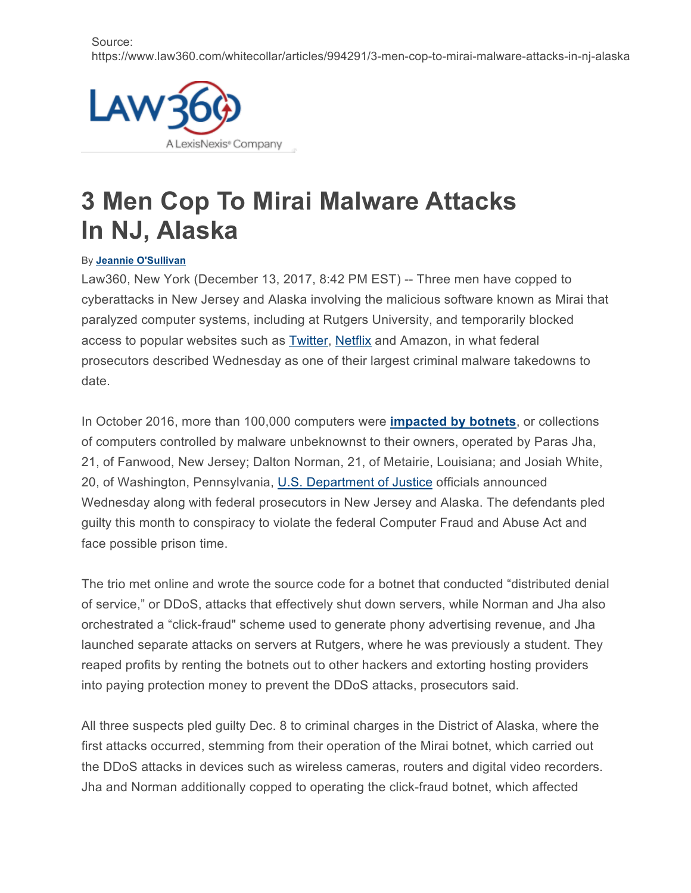Source: https://www.law360.com/whitecollar/articles/994291/3-men-cop-to-mirai-malware-attacks-in-nj-alaska

LAW360 A LexisNexis® Company

# 3 Men Cop To Mirai Malware Attacks In NJ, Alaska

By **Jeannie O'Sullivan**

Law360, New York (December 13, 2017, 8:42 PM EST) -- Three men have copped to cyberattacks in New Jersey and Alaska involving the malicious software known as Mirai that paralyzed computer systems, including at Rutgers University, and temporarily blocked access to popular websites such as Twitter, Netflix and Amazon, in what federal prosecutors described Wednesday as one of their largest criminal malware takedowns to date.

In October 2016, more than 100,000 computers were **impacted by botnets**, or collections of computers controlled by malware unbeknownst to their owners, operated by Paras Jha, 21, of Fanwood, New Jersey; Dalton Norman, 21, of Metairie, Louisiana; and Josiah White, 20, of Washington, Pennsylvania, U.S. Department of Justice officials announced Wednesday along with federal prosecutors in New Jersey and Alaska. The defendants pled guilty this month to conspiracy to violate the federal Computer Fraud and Abuse Act and face possible prison time.

The trio met online and wrote the source code for a botnet that conducted "distributed denial of service," or DDoS, attacks that effectively shut down servers, while Norman and Jha also orchestrated a "click-fraud" scheme used to generate phony advertising revenue, and Jha launched separate attacks on servers at Rutgers, where he was previously a student. They reaped profits by renting the botnets out to other hackers and extorting hosting providers into paying protection money to prevent the DDoS attacks, prosecutors said.

All three suspects pled guilty Dec. 8 to criminal charges in the District of Alaska, where the first attacks occurred, stemming from their operation of the Mirai botnet, which carried out the DDoS attacks in devices such as wireless cameras, routers and digital video recorders. Jha and Norman additionally copped to operating the click-fraud botnet, which affected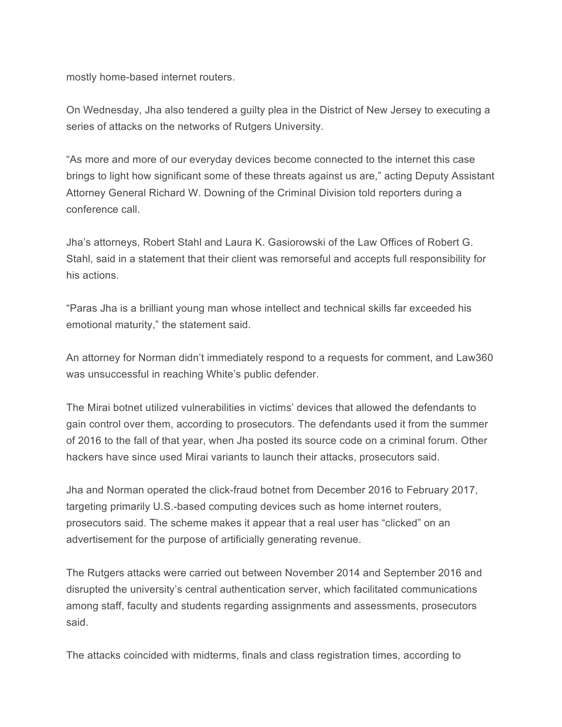mostly home-based internet routers.

On Wednesday, Jha also tendered a guilty plea in the District of New Jersey to executing a series of attacks on the networks of Rutgers University.

"As more and more of our everyday devices become connected to the internet this case brings to light how significant some of these threats against us are," acting Deputy Assistant Attorney General Richard W. Downing of the Criminal Division told reporters during a conference call.

Jha's attorneys, Robert Stahl and Laura K. Gasiorowski of the Law Offices of Robert G. Stahl, said in a statement that their client was remorseful and accepts full responsibility for his actions.

"Paras Jha is a brilliant young man whose intellect and technical skills far exceeded his emotional maturity," the statement said.

An attorney for Norman didn't immediately respond to a requests for comment, and Law360 was unsuccessful in reaching White's public defender.

The Mirai botnet utilized vulnerabilities in victims' devices that allowed the defendants to gain control over them, according to prosecutors. The defendants used it from the summer of 2016 to the fall of that year, when Jha posted its source code on a criminal forum. Other hackers have since used Mirai variants to launch their attacks, prosecutors said.

Jha and Norman operated the click-fraud botnet from December 2016 to February 2017, targeting primarily U.S.-based computing devices such as home internet routers, prosecutors said. The scheme makes it appear that a real user has "clicked" on an advertisement for the purpose of artificially generating revenue.

The Rutgers attacks were carried out between November 2014 and September 2016 and disrupted the university's central authentication server, which facilitated communications among staff, faculty and students regarding assignments and assessments, prosecutors said.

The attacks coincided with midterms, finals and class registration times, according to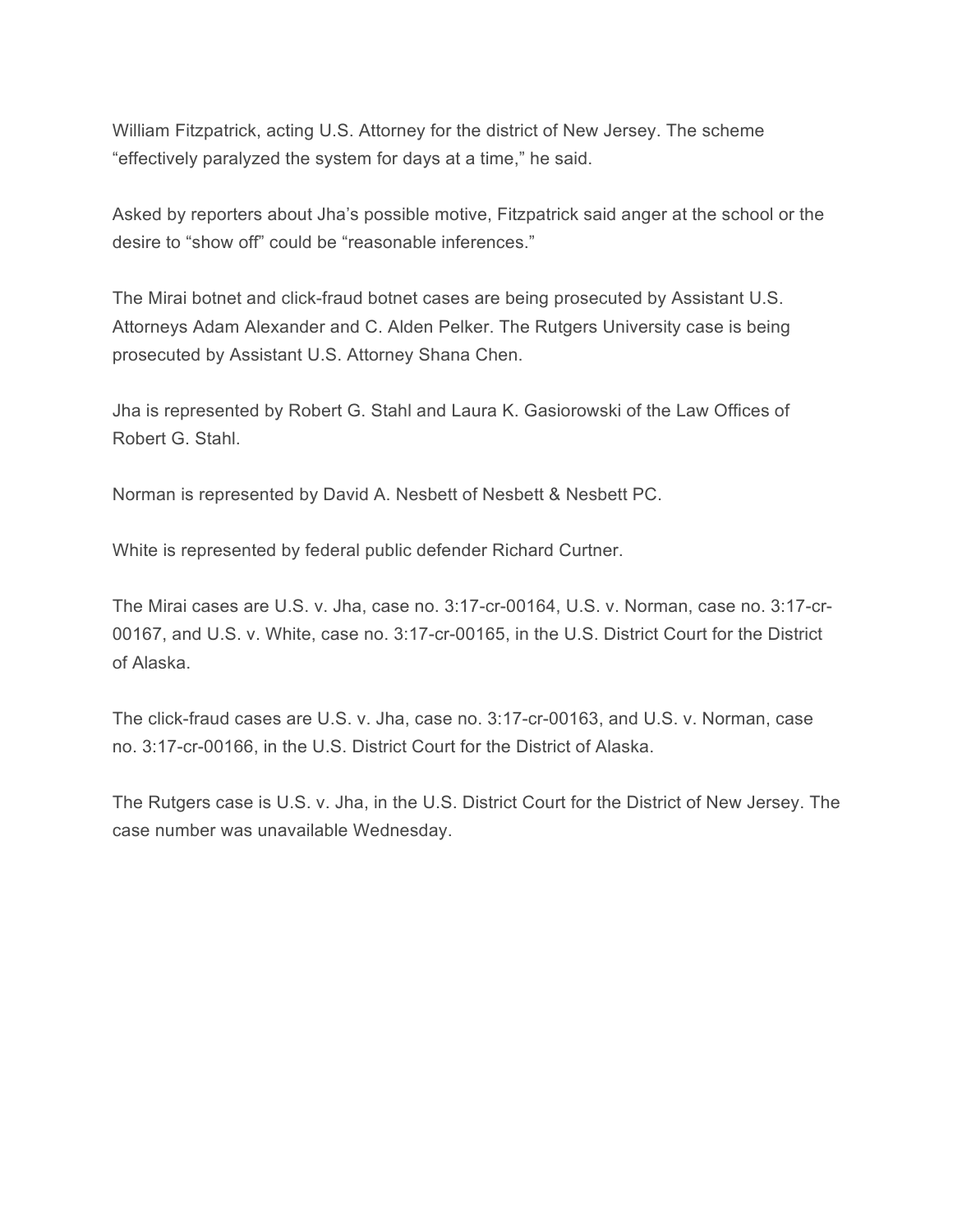William Fitzpatrick, acting U.S. Attorney for the district of New Jersey. The scheme "effectively paralyzed the system for days at a time," he said.

Asked by reporters about Jha's possible motive, Fitzpatrick said anger at the school or the desire to "show off" could be "reasonable inferences."

The Mirai botnet and click-fraud botnet cases are being prosecuted by Assistant U.S. Attorneys Adam Alexander and C. Alden Pelker. The Rutgers University case is being prosecuted by Assistant U.S. Attorney Shana Chen.

Jha is represented by Robert G. Stahl and Laura K. Gasiorowski of the Law Offices of Robert G. Stahl.

Norman is represented by David A. Nesbett of Nesbett & Nesbett PC.

White is represented by federal public defender Richard Curtner.

The Mirai cases are U.S. v. Jha, case no. 3:17-cr-00164, U.S. v. Norman, case no. 3:17-cr-00167, and U.S. v. White, case no. 3:17-cr-00165, in the U.S. District Court for the District of Alaska.

The click-fraud cases are U.S. v. Jha, case no. 3:17-cr-00163, and U.S. v. Norman, case no. 3:17-cr-00166, in the U.S. District Court for the District of Alaska.

The Rutgers case is U.S. v. Jha, in the U.S. District Court for the District of New Jersey. The case number was unavailable Wednesday.